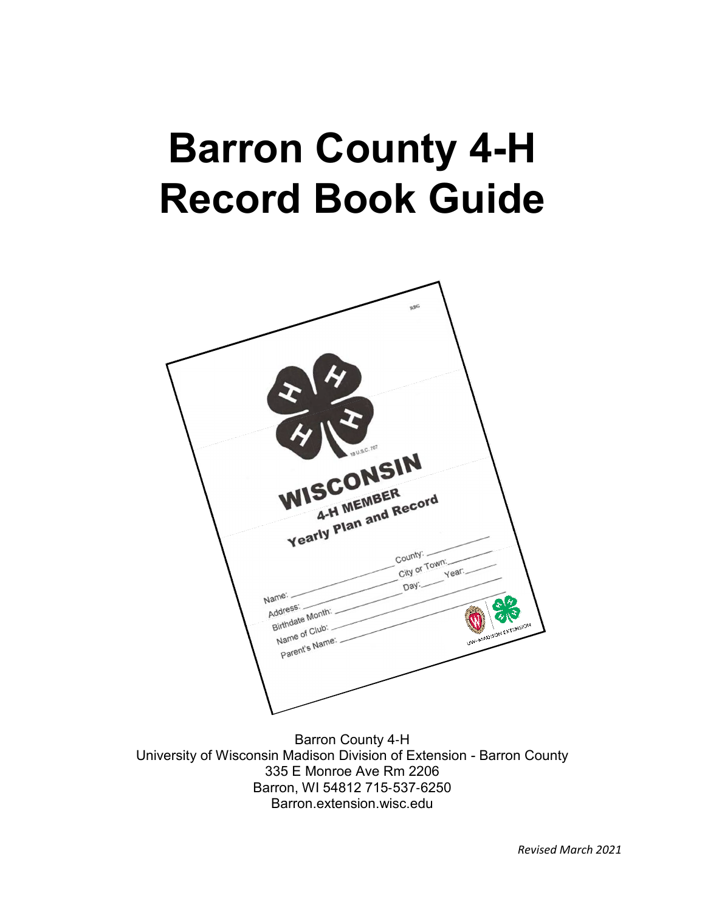# Barron County 4-H Record Book Guide

Barron County 4-H
University of Wisconsin Madison Division of Extension - Barron County
335 E Monroe Ave Rm 2206
Barron, WI 54812 715-537-6250
Barron.extension.wisc.edu

*Revised March 2021*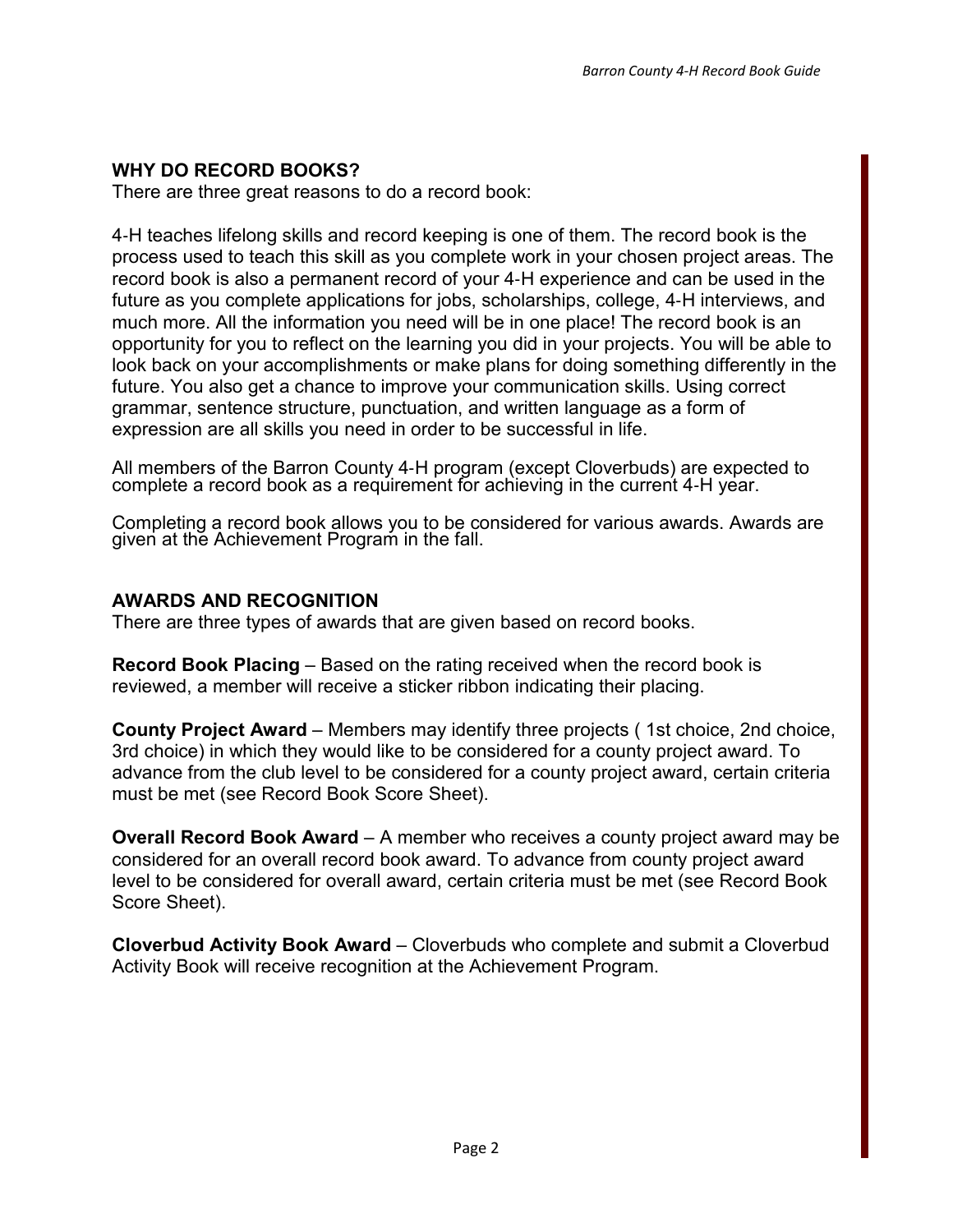## WHY DO RECORD BOOKS?

There are three great reasons to do a record book:

4-H teaches lifelong skills and record keeping is one of them. The record book is the process used to teach this skill as you complete work in your chosen project areas. The record book is also a permanent record of your 4-H experience and can be used in the future as you complete applications for jobs, scholarships, college, 4-H interviews, and much more. All the information you need will be in one place! The record book is an opportunity for you to reflect on the learning you did in your projects. You will be able to look back on your accomplishments or make plans for doing something differently in the future. You also get a chance to improve your communication skills. Using correct grammar, sentence structure, punctuation, and written language as a form of expression are all skills you need in order to be successful in life.

All members of the Barron County 4-H program (except Cloverbuds) are expected to complete a record book as a requirement for achieving in the current 4-H year.

Completing a record book allows you to be considered for various awards. Awards are given at the Achievement Program in the fall.

## AWARDS AND RECOGNITION

There are three types of awards that are given based on record books.

**Record Book Placing** – Based on the rating received when the record book is reviewed, a member will receive a sticker ribbon indicating their placing.

**County Project Award** – Members may identify three projects ( 1st choice, 2nd choice, 3rd choice) in which they would like to be considered for a county project award. To advance from the club level to be considered for a county project award, certain criteria must be met (see Record Book Score Sheet).

**Overall Record Book Award** – A member who receives a county project award may be considered for an overall record book award. To advance from county project award level to be considered for overall award, certain criteria must be met (see Record Book Score Sheet).

**Cloverbud Activity Book Award** – Cloverbuds who complete and submit a Cloverbud Activity Book will receive recognition at the Achievement Program.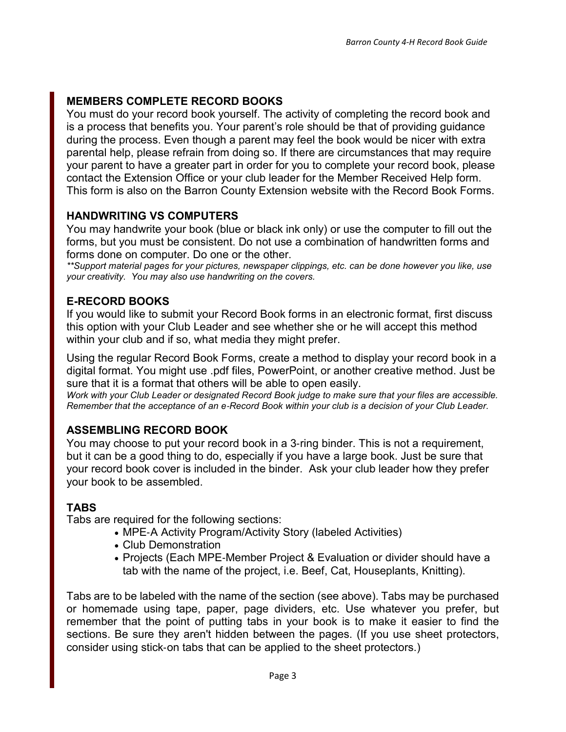## MEMBERS COMPLETE RECORD BOOKS

You must do your record book yourself. The activity of completing the record book and is a process that benefits you. Your parent's role should be that of providing guidance during the process. Even though a parent may feel the book would be nicer with extra parental help, please refrain from doing so. If there are circumstances that may require your parent to have a greater part in order for you to complete your record book, please contact the Extension Office or your club leader for the Member Received Help form. This form is also on the Barron County Extension website with the Record Book Forms.

## HANDWRITING VS COMPUTERS

You may handwrite your book (blue or black ink only) or use the computer to fill out the forms, but you must be consistent. Do not use a combination of handwritten forms and forms done on computer. Do one or the other.

*\*\*Support material pages for your pictures, newspaper clippings, etc. can be done however you like, use your creativity. You may also use handwriting on the covers.*

## E-RECORD BOOKS

If you would like to submit your Record Book forms in an electronic format, first discuss this option with your Club Leader and see whether she or he will accept this method within your club and if so, what media they might prefer.

Using the regular Record Book Forms, create a method to display your record book in a digital format. You might use .pdf files, PowerPoint, or another creative method. Just be sure that it is a format that others will be able to open easily.

*Work with your Club Leader or designated Record Book judge to make sure that your files are accessible. Remember that the acceptance of an e-Record Book within your club is a decision of your Club Leader.*

## ASSEMBLING RECORD BOOK

You may choose to put your record book in a 3-ring binder. This is not a requirement, but it can be a good thing to do, especially if you have a large book. Just be sure that your record book cover is included in the binder. Ask your club leader how they prefer your book to be assembled.

## TABS

Tabs are required for the following sections:

- MPE-A Activity Program/Activity Story (labeled Activities)
- Club Demonstration
- Projects (Each MPE-Member Project & Evaluation or divider should have a tab with the name of the project, i.e. Beef, Cat, Houseplants, Knitting).

Tabs are to be labeled with the name of the section (see above). Tabs may be purchased or homemade using tape, paper, page dividers, etc. Use whatever you prefer, but remember that the point of putting tabs in your book is to make it easier to find the sections. Be sure they aren't hidden between the pages. (If you use sheet protectors, consider using stick-on tabs that can be applied to the sheet protectors.)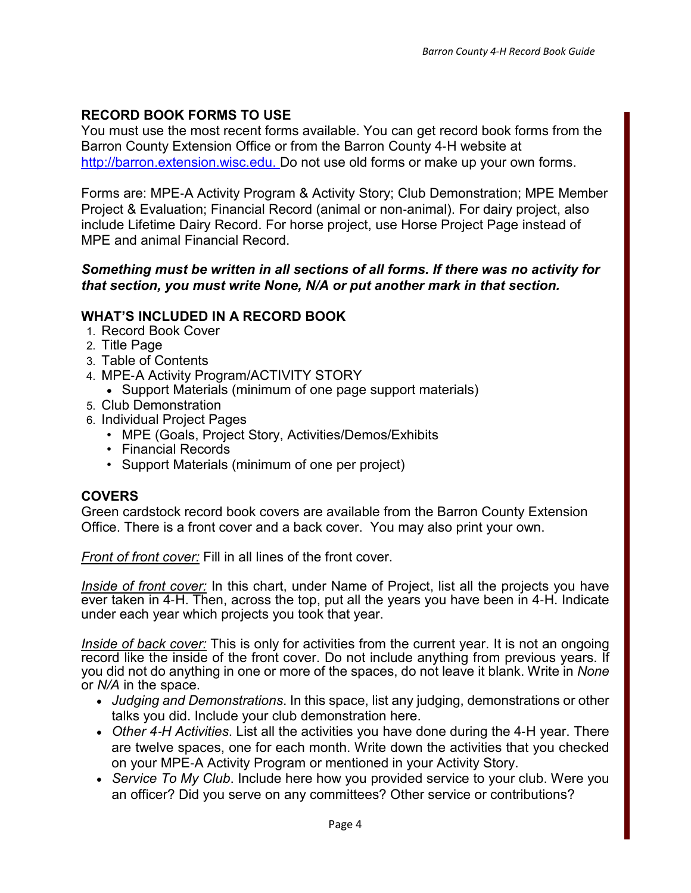## RECORD BOOK FORMS TO USE

You must use the most recent forms available. You can get record book forms from the Barron County Extension Office or from the Barron County 4-H website at [http://barron.extension.wisc.edu.](http://barron.extension.wisc.edu.) Do not use old forms or make up your own forms.

Forms are: MPE-A Activity Program & Activity Story; Club Demonstration; MPE Member Project & Evaluation; Financial Record (animal or non-animal). For dairy project, also include Lifetime Dairy Record. For horse project, use Horse Project Page instead of MPE and animal Financial Record.

***Something must be written in all sections of all forms. If there was no activity for that section, you must write None, N/A or put another mark in that section.***

## WHAT'S INCLUDED IN A RECORD BOOK

1. Record Book Cover
2. Title Page
3. Table of Contents
4. MPE-A Activity Program/ACTIVITY STORY
   - Support Materials (minimum of one page support materials)
5. Club Demonstration
6. Individual Project Pages
   - MPE (Goals, Project Story, Activities/Demos/Exhibits
   - Financial Records
   - Support Materials (minimum of one per project)

## COVERS

Green cardstock record book covers are available from the Barron County Extension Office. There is a front cover and a back cover. You may also print your own.

*Front of front cover:* Fill in all lines of the front cover.

*Inside of front cover:* In this chart, under Name of Project, list all the projects you have ever taken in 4-H. Then, across the top, put all the years you have been in 4-H. Indicate under each year which projects you took that year.

*Inside of back cover:* This is only for activities from the current year. It is not an ongoing record like the inside of the front cover. Do not include anything from previous years. If you did not do anything in one or more of the spaces, do not leave it blank. Write in *None* or *N/A* in the space.

- *Judging and Demonstrations*. In this space, list any judging, demonstrations or other talks you did. Include your club demonstration here.
- *Other 4-H Activities*. List all the activities you have done during the 4-H year. There are twelve spaces, one for each month. Write down the activities that you checked on your MPE-A Activity Program or mentioned in your Activity Story.
- *Service To My Club*. Include here how you provided service to your club. Were you an officer? Did you serve on any committees? Other service or contributions?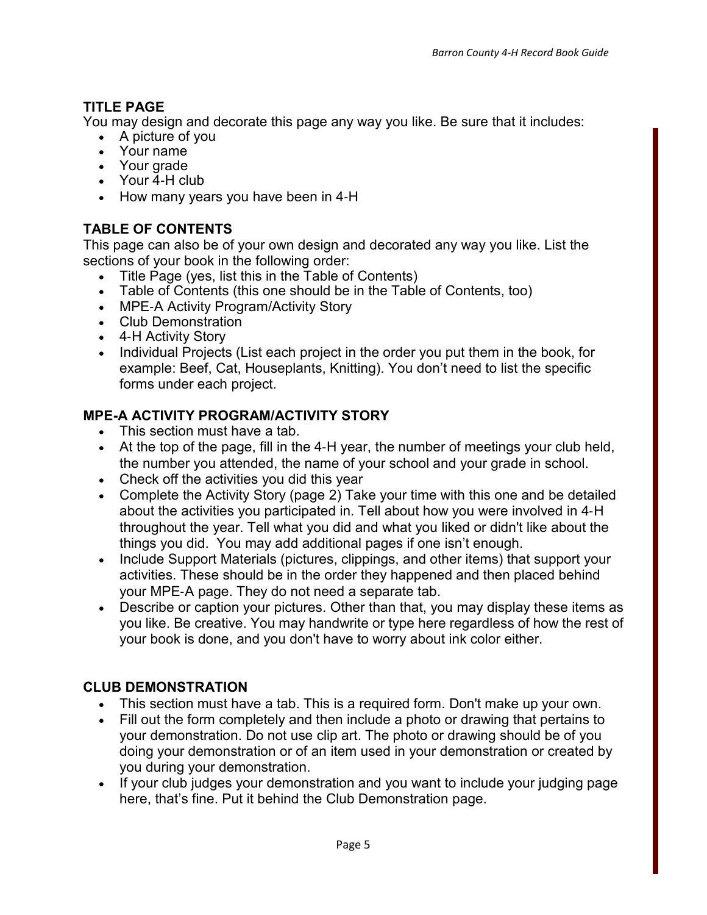## TITLE PAGE

You may design and decorate this page any way you like. Be sure that it includes:

- A picture of you
- Your name
- Your grade
- Your 4-H club
- How many years you have been in 4-H

## TABLE OF CONTENTS

This page can also be of your own design and decorated any way you like. List the sections of your book in the following order:

- Title Page (yes, list this in the Table of Contents)
- Table of Contents (this one should be in the Table of Contents, too)
- MPE-A Activity Program/Activity Story
- Club Demonstration
- 4-H Activity Story
- Individual Projects (List each project in the order you put them in the book, for example: Beef, Cat, Houseplants, Knitting). You don't need to list the specific forms under each project.

## MPE-A ACTIVITY PROGRAM/ACTIVITY STORY

- This section must have a tab.
- At the top of the page, fill in the 4-H year, the number of meetings your club held, the number you attended, the name of your school and your grade in school.
- Check off the activities you did this year
- Complete the Activity Story (page 2) Take your time with this one and be detailed about the activities you participated in. Tell about how you were involved in 4-H throughout the year. Tell what you did and what you liked or didn't like about the things you did. You may add additional pages if one isn't enough.
- Include Support Materials (pictures, clippings, and other items) that support your activities. These should be in the order they happened and then placed behind your MPE-A page. They do not need a separate tab.
- Describe or caption your pictures. Other than that, you may display these items as you like. Be creative. You may handwrite or type here regardless of how the rest of your book is done, and you don't have to worry about ink color either.

## CLUB DEMONSTRATION

- This section must have a tab. This is a required form. Don't make up your own.
- Fill out the form completely and then include a photo or drawing that pertains to your demonstration. Do not use clip art. The photo or drawing should be of you doing your demonstration or of an item used in your demonstration or created by you during your demonstration.
- If your club judges your demonstration and you want to include your judging page here, that's fine. Put it behind the Club Demonstration page.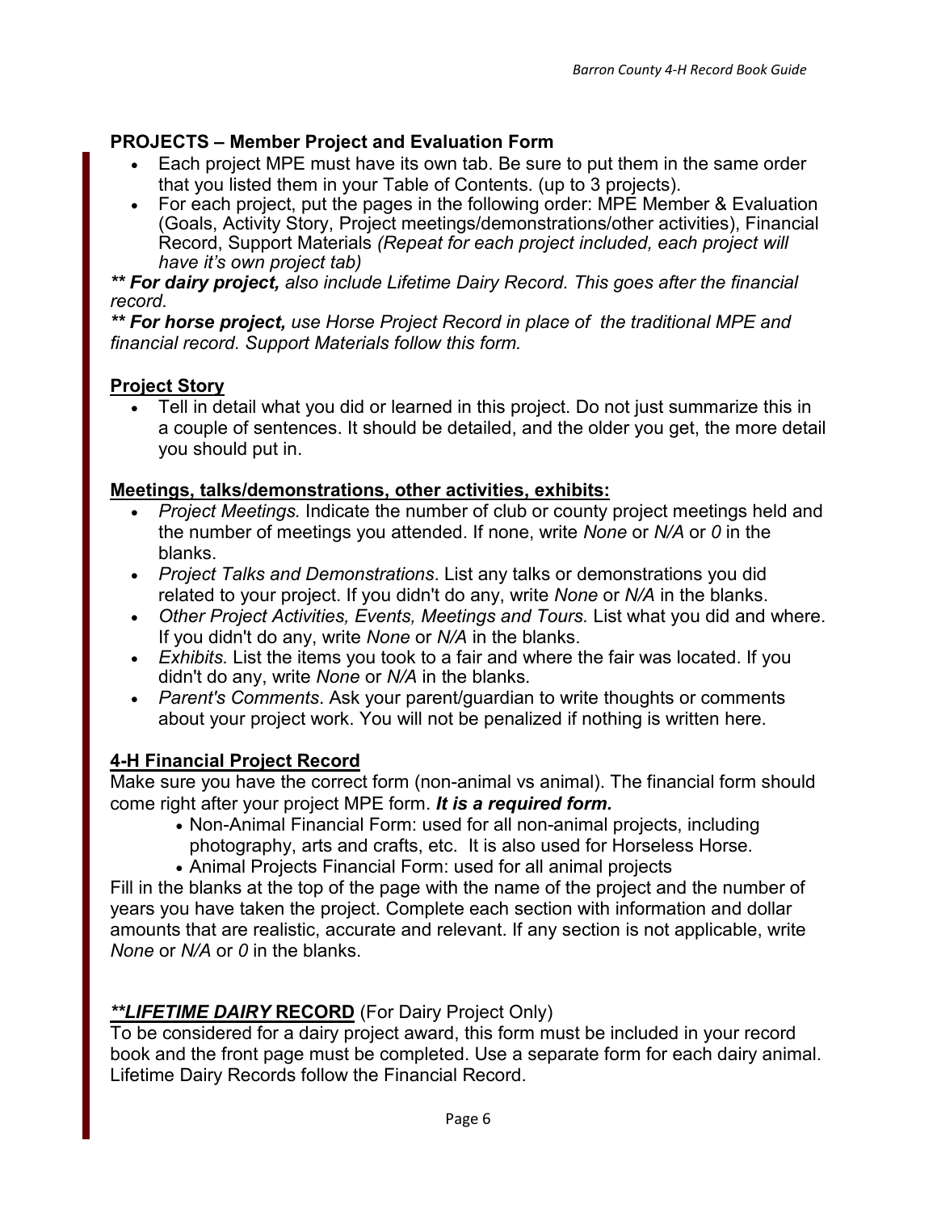**PROJECTS – Member Project and Evaluation Form**

- Each project MPE must have its own tab. Be sure to put them in the same order that you listed them in your Table of Contents. (up to 3 projects).
- For each project, put the pages in the following order: MPE Member & Evaluation (Goals, Activity Story, Project meetings/demonstrations/other activities), Financial Record, Support Materials *(Repeat for each project included, each project will have it's own project tab)*

*** **For dairy project,** also include Lifetime Dairy Record. This goes after the financial record.*

*** **For horse project,** use Horse Project Record in place of the traditional MPE and financial record. Support Materials follow this form.*

**Project Story**

- Tell in detail what you did or learned in this project. Do not just summarize this in a couple of sentences. It should be detailed, and the older you get, the more detail you should put in.

**Meetings, talks/demonstrations, other activities, exhibits:**

- *Project Meetings.* Indicate the number of club or county project meetings held and the number of meetings you attended. If none, write *None* or *N/A* or *0* in the blanks.
- *Project Talks and Demonstrations*. List any talks or demonstrations you did related to your project. If you didn't do any, write *None* or *N/A* in the blanks.
- *Other Project Activities, Events, Meetings and Tours.* List what you did and where. If you didn't do any, write *None* or *N/A* in the blanks.
- *Exhibits.* List the items you took to a fair and where the fair was located. If you didn't do any, write *None* or *N/A* in the blanks.
- *Parent's Comments*. Ask your parent/guardian to write thoughts or comments about your project work. You will not be penalized if nothing is written here.

**4-H Financial Project Record**

Make sure you have the correct form (non-animal vs animal). The financial form should come right after your project MPE form. ***It is a required form.***

- Non-Animal Financial Form: used for all non-animal projects, including photography, arts and crafts, etc. It is also used for Horseless Horse.
- Animal Projects Financial Form: used for all animal projects

Fill in the blanks at the top of the page with the name of the project and the number of years you have taken the project. Complete each section with information and dollar amounts that are realistic, accurate and relevant. If any section is not applicable, write *None* or *N/A* or *0* in the blanks.

***\*\*LIFETIME DAIRY*** **RECORD** (For Dairy Project Only)

To be considered for a dairy project award, this form must be included in your record book and the front page must be completed. Use a separate form for each dairy animal. Lifetime Dairy Records follow the Financial Record.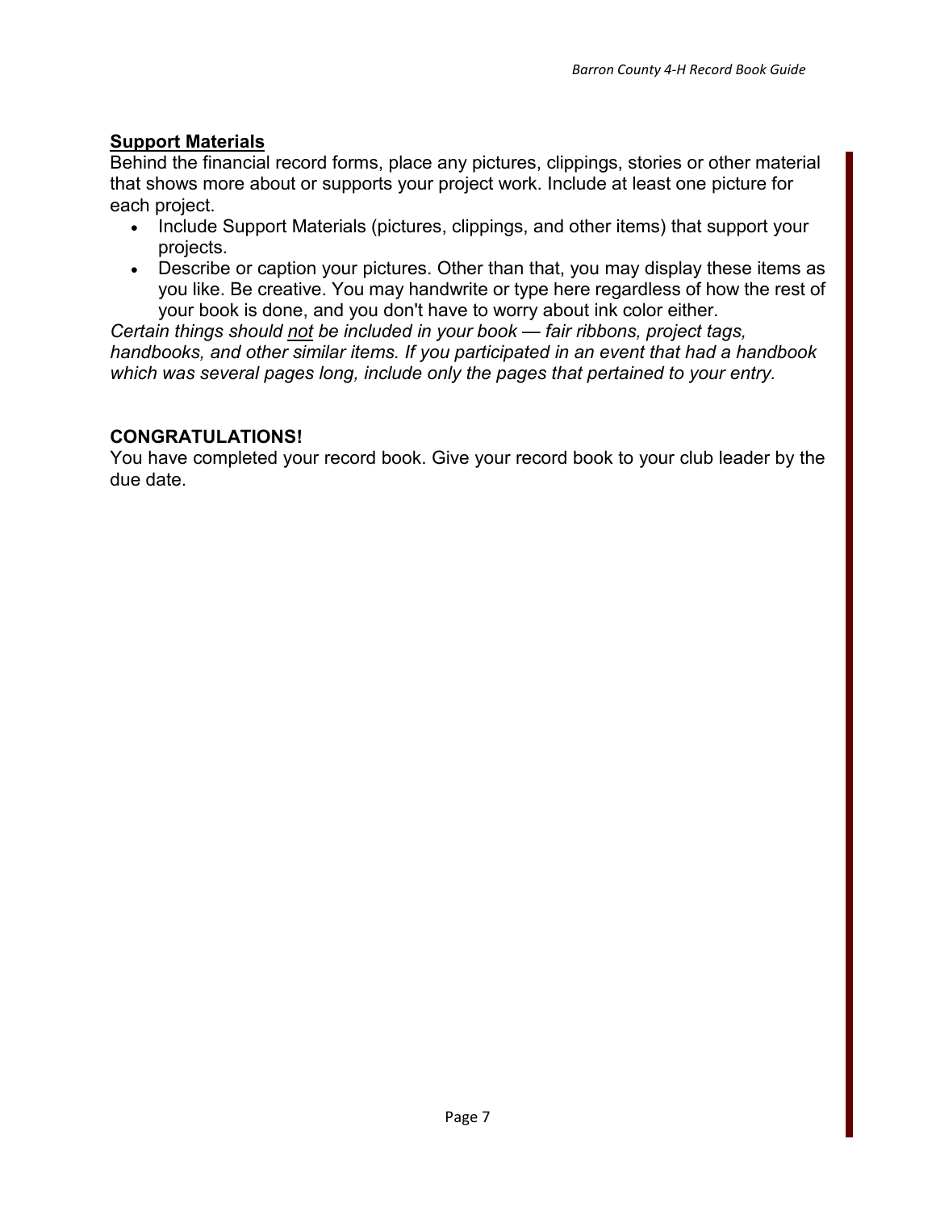## Support Materials

Behind the financial record forms, place any pictures, clippings, stories or other material that shows more about or supports your project work. Include at least one picture for each project.

- Include Support Materials (pictures, clippings, and other items) that support your projects.
- Describe or caption your pictures. Other than that, you may display these items as you like. Be creative. You may handwrite or type here regardless of how the rest of your book is done, and you don't have to worry about ink color either.

*Certain things should <u>not</u> be included in your book — fair ribbons, project tags, handbooks, and other similar items. If you participated in an event that had a handbook which was several pages long, include only the pages that pertained to your entry.*

**CONGRATULATIONS!**

You have completed your record book. Give your record book to your club leader by the due date.